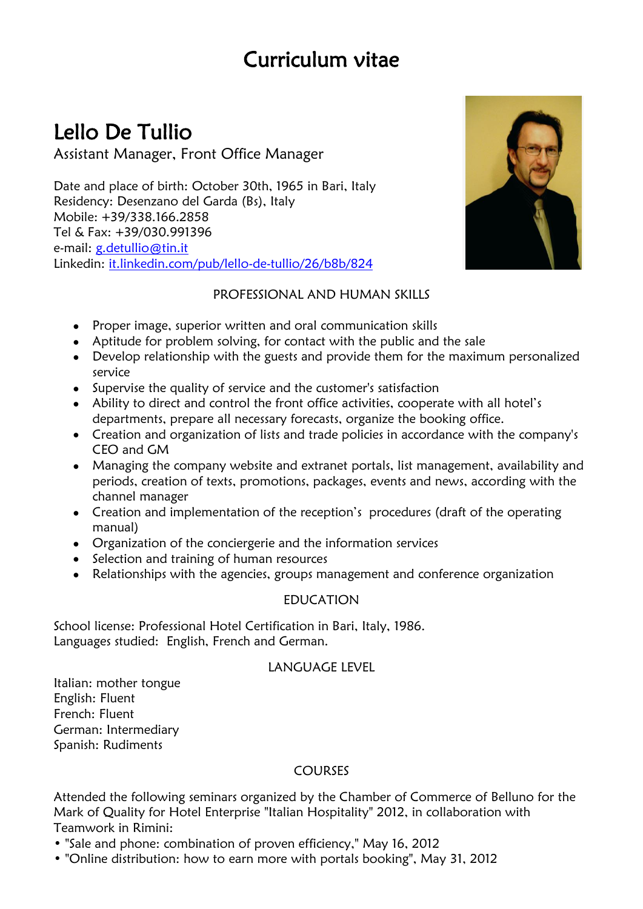# Curriculum vitae

## Lello De Tullio

Assistant Manager, Front Office Manager

Date and place of birth: October 30th, 1965 in Bari, Italy
Residency: Desenzano del Garda (Bs), Italy
Mobile: +39/338.166.2858
Tel & Fax: +39/030.991396
e-mail: g.detullio@tin.it
Linkedin: it.linkedin.com/pub/lello-de-tullio/26/b8b/824

### PROFESSIONAL AND HUMAN SKILLS

- Proper image, superior written and oral communication skills
- Aptitude for problem solving, for contact with the public and the sale
- Develop relationship with the guests and provide them for the maximum personalized service
- Supervise the quality of service and the customer's satisfaction
- Ability to direct and control the front office activities, cooperate with all hotel's departments, prepare all necessary forecasts, organize the booking office.
- Creation and organization of lists and trade policies in accordance with the company's CEO and GM
- Managing the company website and extranet portals, list management, availability and periods, creation of texts, promotions, packages, events and news, according with the channel manager
- Creation and implementation of the reception's procedures (draft of the operating manual)
- Organization of the conciergerie and the information services
- Selection and training of human resources
- Relationships with the agencies, groups management and conference organization

### EDUCATION

School license: Professional Hotel Certification in Bari, Italy, 1986.
Languages studied: English, French and German.

### LANGUAGE LEVEL

Italian: mother tongue
English: Fluent
French: Fluent
German: Intermediary
Spanish: Rudiments

### COURSES

Attended the following seminars organized by the Chamber of Commerce of Belluno for the Mark of Quality for Hotel Enterprise "Italian Hospitality" 2012, in collaboration with Teamwork in Rimini:

- "Sale and phone: combination of proven efficiency," May 16, 2012
- "Online distribution: how to earn more with portals booking", May 31, 2012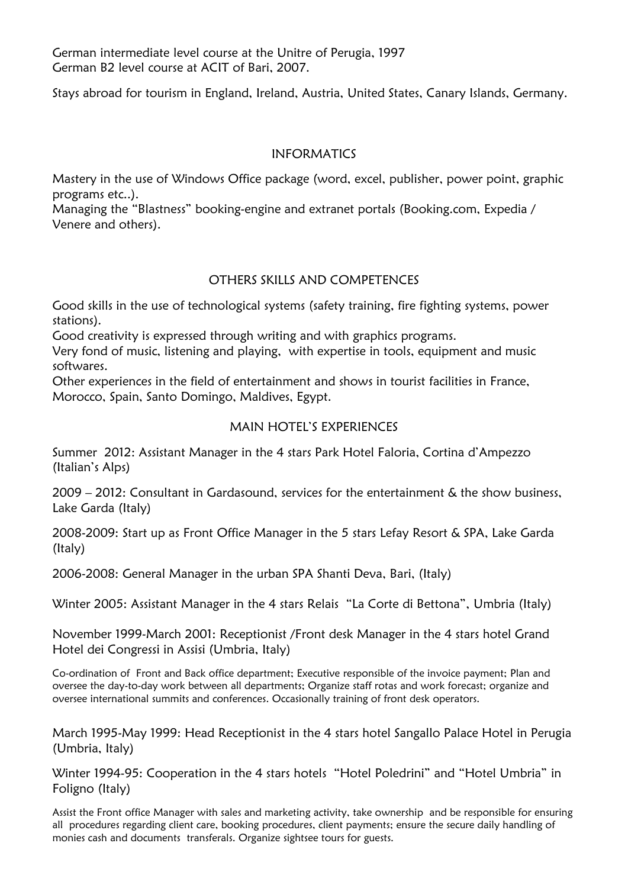German intermediate level course at the Unitre of Perugia, 1997
German B2 level course at ACIT of Bari, 2007.

Stays abroad for tourism in England, Ireland, Austria, United States, Canary Islands, Germany.

## INFORMATICS

Mastery in the use of Windows Office package (word, excel, publisher, power point, graphic programs etc..).
Managing the "Blastness" booking-engine and extranet portals (Booking.com, Expedia / Venere and others).

## OTHERS SKILLS AND COMPETENCES

Good skills in the use of technological systems (safety training, fire fighting systems, power stations).
Good creativity is expressed through writing and with graphics programs.
Very fond of music, listening and playing, with expertise in tools, equipment and music softwares.
Other experiences in the field of entertainment and shows in tourist facilities in France, Morocco, Spain, Santo Domingo, Maldives, Egypt.

## MAIN HOTEL'S EXPERIENCES

Summer 2012: Assistant Manager in the 4 stars Park Hotel Faloria, Cortina d'Ampezzo (Italian's Alps)

2009 – 2012: Consultant in Gardasound, services for the entertainment & the show business, Lake Garda (Italy)

2008-2009: Start up as Front Office Manager in the 5 stars Lefay Resort & SPA, Lake Garda (Italy)

2006-2008: General Manager in the urban SPA Shanti Deva, Bari, (Italy)

Winter 2005: Assistant Manager in the 4 stars Relais "La Corte di Bettona", Umbria (Italy)

November 1999-March 2001: Receptionist /Front desk Manager in the 4 stars hotel Grand Hotel dei Congressi in Assisi (Umbria, Italy)

Co-ordination of Front and Back office department; Executive responsible of the invoice payment; Plan and oversee the day-to-day work between all departments; Organize staff rotas and work forecast; organize and oversee international summits and conferences. Occasionally training of front desk operators.

March 1995-May 1999: Head Receptionist in the 4 stars hotel Sangallo Palace Hotel in Perugia (Umbria, Italy)

Winter 1994-95: Cooperation in the 4 stars hotels "Hotel Poledrini" and "Hotel Umbria" in Foligno (Italy)

Assist the Front office Manager with sales and marketing activity, take ownership and be responsible for ensuring all procedures regarding client care, booking procedures, client payments; ensure the secure daily handling of monies cash and documents transferals. Organize sightsee tours for guests.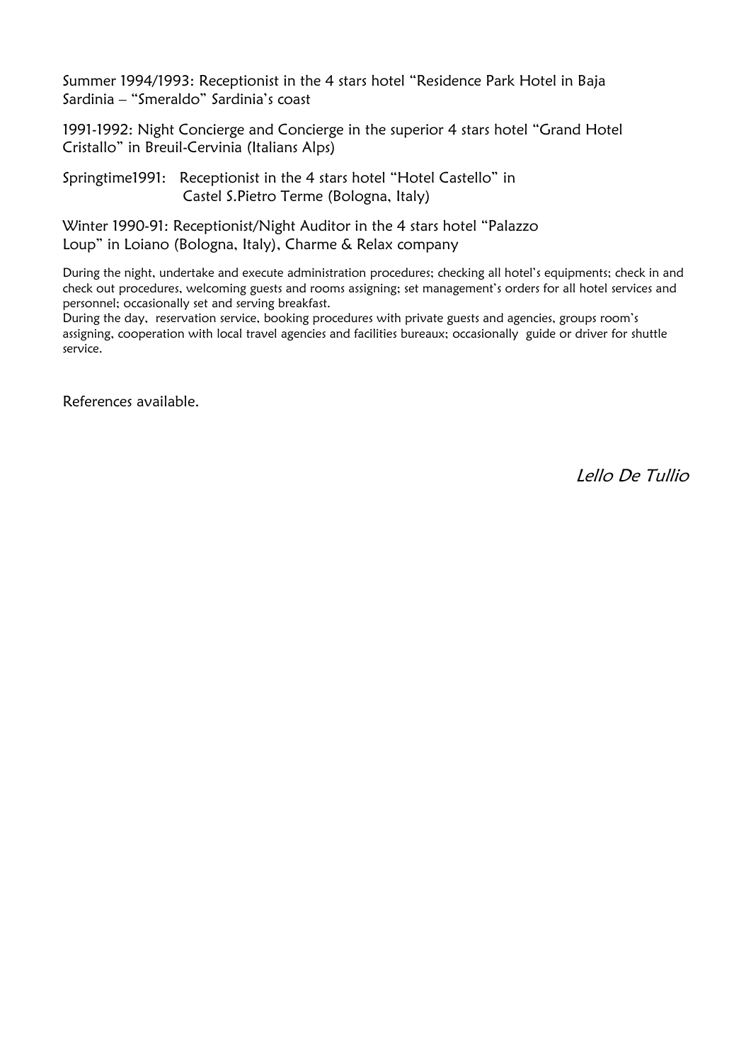Summer 1994/1993: Receptionist in the 4 stars hotel "Residence Park Hotel in Baja Sardinia – "Smeraldo" Sardinia's coast

1991-1992: Night Concierge and Concierge in the superior 4 stars hotel "Grand Hotel Cristallo" in Breuil-Cervinia (Italians Alps)

Springtime1991: Receptionist in the 4 stars hotel "Hotel Castello" in Castel S.Pietro Terme (Bologna, Italy)

Winter 1990-91: Receptionist/Night Auditor in the 4 stars hotel "Palazzo Loup" in Loiano (Bologna, Italy), Charme & Relax company

During the night, undertake and execute administration procedures; checking all hotel's equipments; check in and check out procedures, welcoming guests and rooms assigning; set management's orders for all hotel services and personnel; occasionally set and serving breakfast.
During the day, reservation service, booking procedures with private guests and agencies, groups room's assigning, cooperation with local travel agencies and facilities bureaux; occasionally guide or driver for shuttle service.

References available.

*Lello De Tullio*